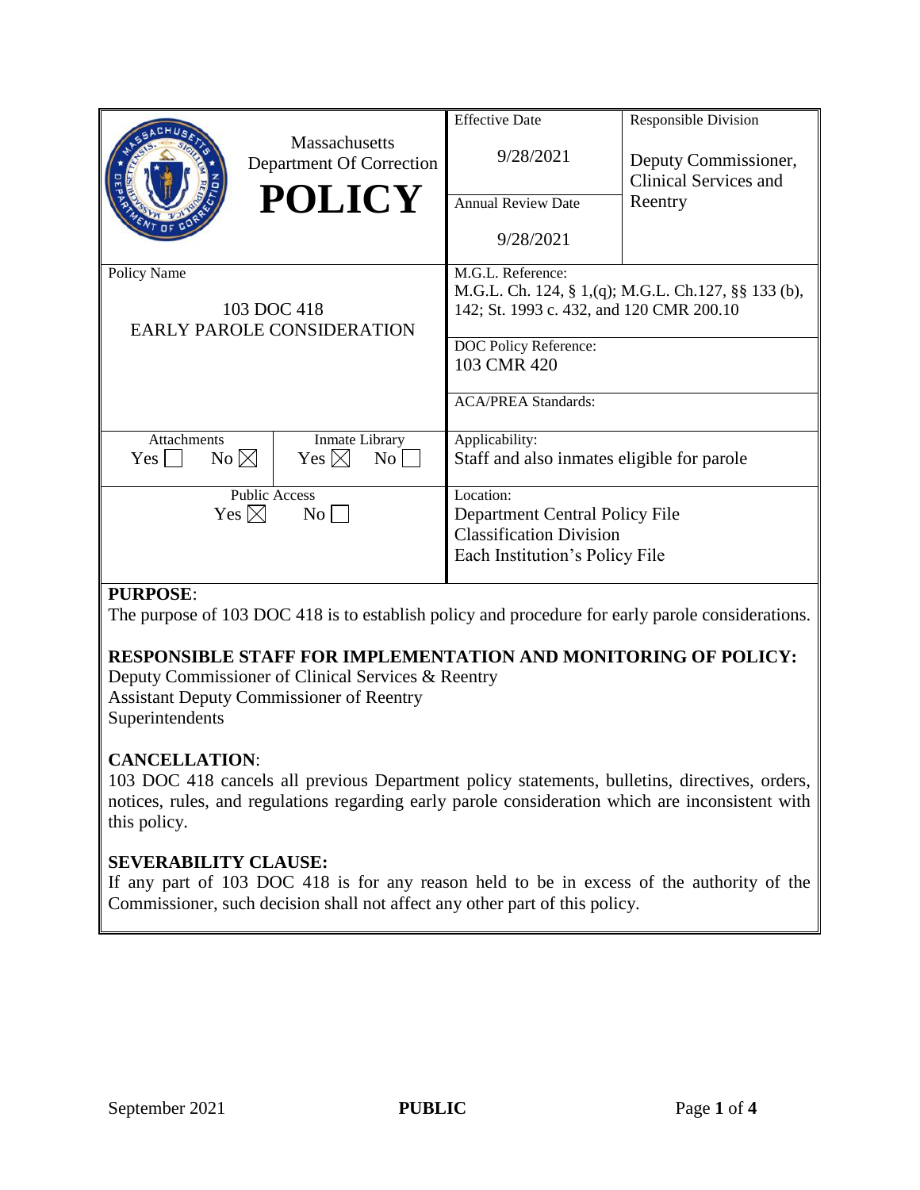| Massachusetts Department Of Correction **POLICY** | | Effective Date 9/28/2021 | Responsible Division Deputy Commissioner, Clinical Services and Reentry |
|---|---|---|---|
| | | Annual Review Date 9/28/2021 | |
| Policy Name 103 DOC 418 EARLY PAROLE CONSIDERATION | | M.G.L. Reference: M.G.L. Ch. 124, § 1,(q); M.G.L. Ch.127, §§ 133 (b), 142; St. 1993 c. 432, and 120 CMR 200.10 | |
| | | DOC Policy Reference: 103 CMR 420 | |
| | | ACA/PREA Standards: | |
| Attachments Yes ☐ No ☒ | Inmate Library Yes ☒ No ☐ | Applicability: Staff and also inmates eligible for parole | |
| Public Access Yes ☒ No ☐ | | Location: Department Central Policy File; Classification Division; Each Institution's Policy File | |

**PURPOSE**:
The purpose of 103 DOC 418 is to establish policy and procedure for early parole considerations.

**RESPONSIBLE STAFF FOR IMPLEMENTATION AND MONITORING OF POLICY:**
Deputy Commissioner of Clinical Services & Reentry
Assistant Deputy Commissioner of Reentry
Superintendents

**CANCELLATION**:
103 DOC 418 cancels all previous Department policy statements, bulletins, directives, orders, notices, rules, and regulations regarding early parole consideration which are inconsistent with this policy.

**SEVERABILITY CLAUSE:**
If any part of 103 DOC 418 is for any reason held to be in excess of the authority of the Commissioner, such decision shall not affect any other part of this policy.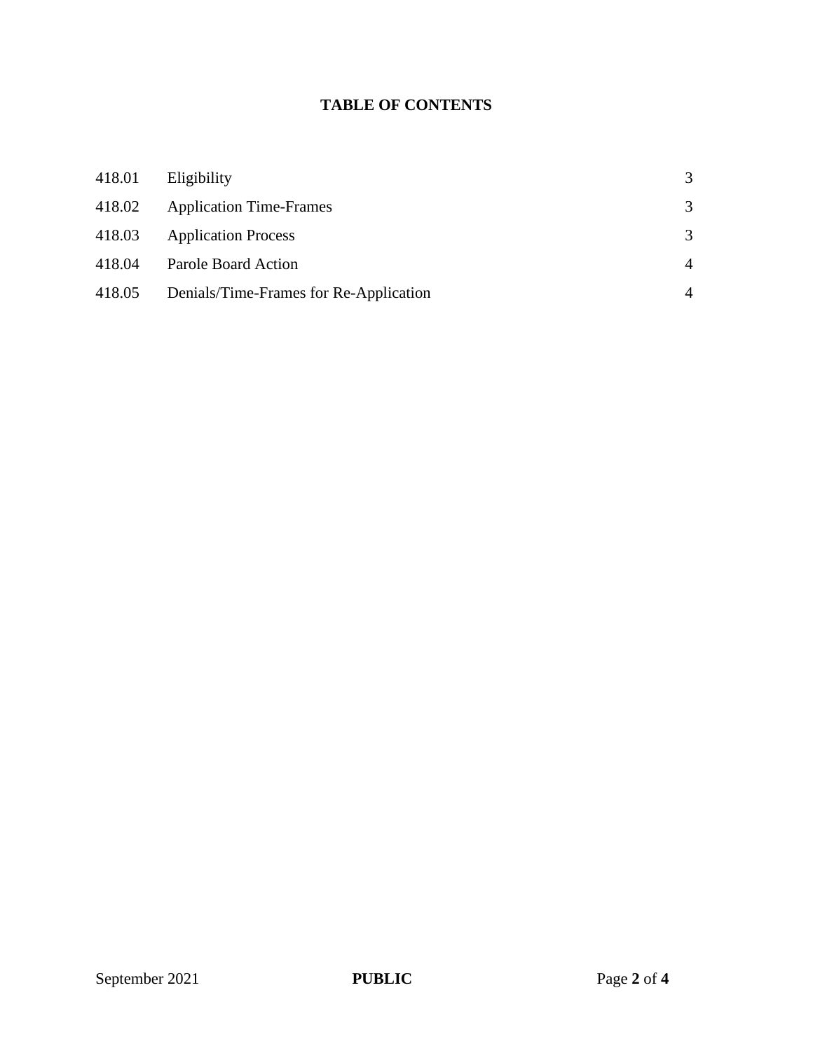## TABLE OF CONTENTS

| | | |
|---|---|---|
| 418.01 | Eligibility | 3 |
| 418.02 | Application Time-Frames | 3 |
| 418.03 | Application Process | 3 |
| 418.04 | Parole Board Action | 4 |
| 418.05 | Denials/Time-Frames for Re-Application | 4 |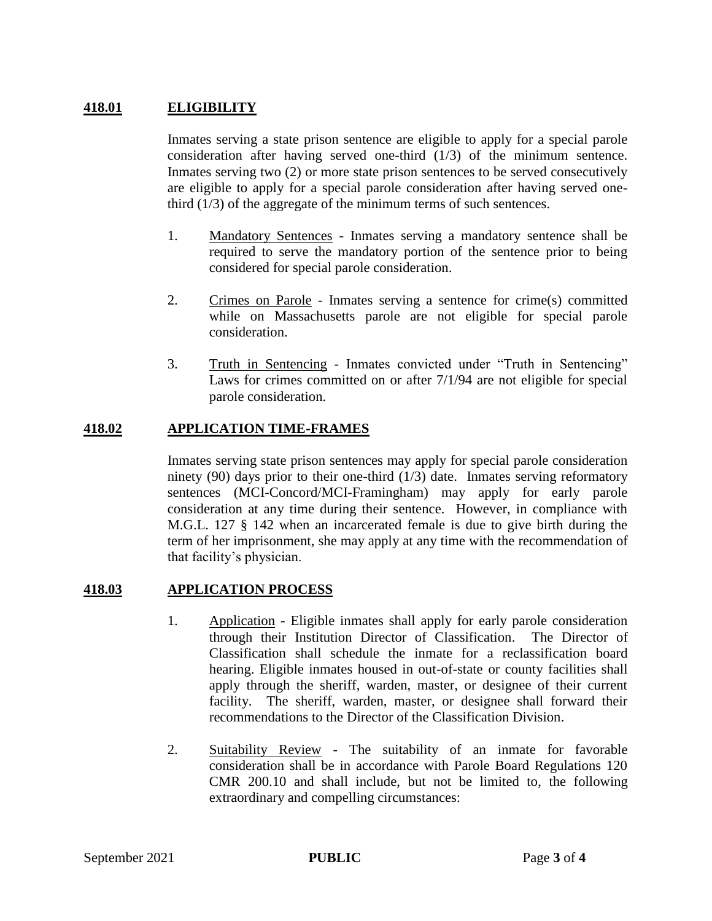## 418.01 ELIGIBILITY

Inmates serving a state prison sentence are eligible to apply for a special parole consideration after having served one-third (1/3) of the minimum sentence. Inmates serving two (2) or more state prison sentences to be served consecutively are eligible to apply for a special parole consideration after having served one-third (1/3) of the aggregate of the minimum terms of such sentences.

1. Mandatory Sentences - Inmates serving a mandatory sentence shall be required to serve the mandatory portion of the sentence prior to being considered for special parole consideration.

2. Crimes on Parole - Inmates serving a sentence for crime(s) committed while on Massachusetts parole are not eligible for special parole consideration.

3. Truth in Sentencing - Inmates convicted under "Truth in Sentencing" Laws for crimes committed on or after 7/1/94 are not eligible for special parole consideration.

## 418.02 APPLICATION TIME-FRAMES

Inmates serving state prison sentences may apply for special parole consideration ninety (90) days prior to their one-third (1/3) date. Inmates serving reformatory sentences (MCI-Concord/MCI-Framingham) may apply for early parole consideration at any time during their sentence. However, in compliance with M.G.L. 127 § 142 when an incarcerated female is due to give birth during the term of her imprisonment, she may apply at any time with the recommendation of that facility's physician.

## 418.03 APPLICATION PROCESS

1. Application - Eligible inmates shall apply for early parole consideration through their Institution Director of Classification. The Director of Classification shall schedule the inmate for a reclassification board hearing. Eligible inmates housed in out-of-state or county facilities shall apply through the sheriff, warden, master, or designee of their current facility. The sheriff, warden, master, or designee shall forward their recommendations to the Director of the Classification Division.

2. Suitability Review - The suitability of an inmate for favorable consideration shall be in accordance with Parole Board Regulations 120 CMR 200.10 and shall include, but not be limited to, the following extraordinary and compelling circumstances: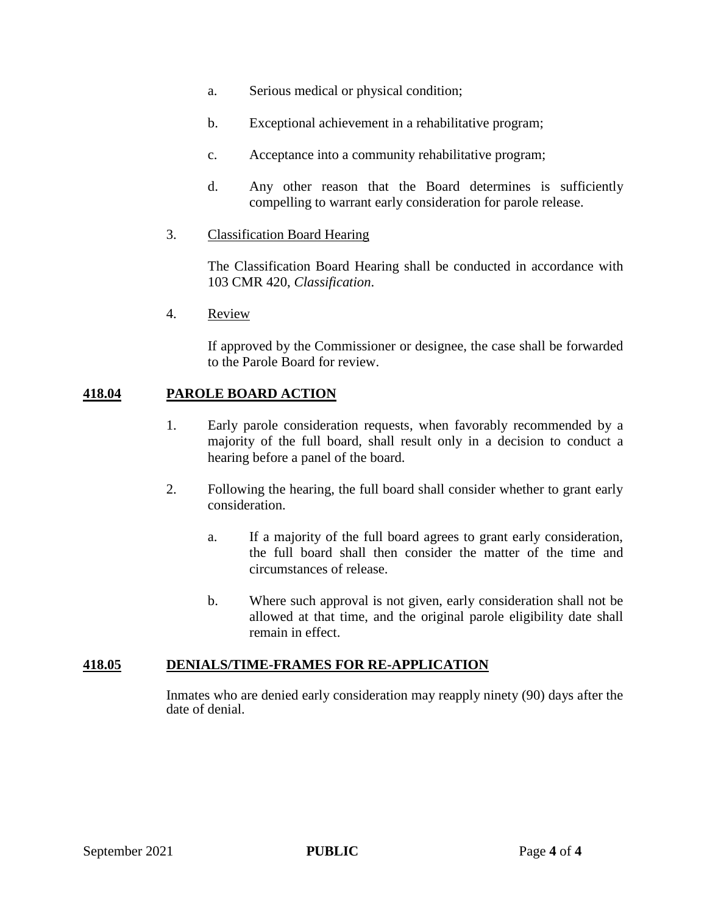a. Serious medical or physical condition;

b. Exceptional achievement in a rehabilitative program;

c. Acceptance into a community rehabilitative program;

d. Any other reason that the Board determines is sufficiently compelling to warrant early consideration for parole release.

3. <u>Classification Board Hearing</u>

The Classification Board Hearing shall be conducted in accordance with 103 CMR 420, *Classification*.

4. <u>Review</u>

If approved by the Commissioner or designee, the case shall be forwarded to the Parole Board for review.

## **418.04 PAROLE BOARD ACTION**

1. Early parole consideration requests, when favorably recommended by a majority of the full board, shall result only in a decision to conduct a hearing before a panel of the board.

2. Following the hearing, the full board shall consider whether to grant early consideration.

   a. If a majority of the full board agrees to grant early consideration, the full board shall then consider the matter of the time and circumstances of release.

   b. Where such approval is not given, early consideration shall not be allowed at that time, and the original parole eligibility date shall remain in effect.

## **418.05 DENIALS/TIME-FRAMES FOR RE-APPLICATION**

Inmates who are denied early consideration may reapply ninety (90) days after the date of denial.